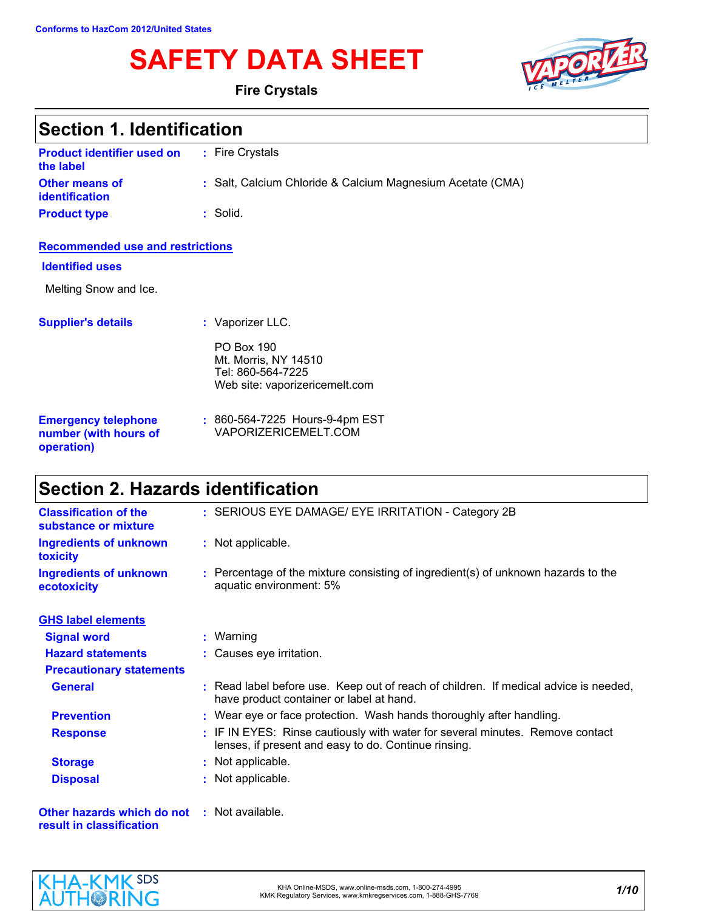Conforms to HazCom 2012/United States

# SAFETY DATA SHEET

**Fire Crystals**

## Section 1. Identification

| | |
|---|---|
| **Product identifier used on the label** | : Fire Crystals |
| **Other means of identification** | : Salt, Calcium Chloride & Calcium Magnesium Acetate (CMA) |
| **Product type** | : Solid. |

**Recommended use and restrictions**

**Identified uses**

Melting Snow and Ice.

**Supplier's details** : Vaporizer LLC.

PO Box 190
Mt. Morris, NY 14510
Tel: 860-564-7225
Web site: vaporizericemelt.com

**Emergency telephone number (with hours of operation)** : 860-564-7225 Hours-9-4pm EST
VAPORIZERICEMELT.COM

## Section 2. Hazards identification

| | |
|---|---|
| **Classification of the substance or mixture** | : SERIOUS EYE DAMAGE/ EYE IRRITATION - Category 2B |
| **Ingredients of unknown toxicity** | : Not applicable. |
| **Ingredients of unknown ecotoxicity** | : Percentage of the mixture consisting of ingredient(s) of unknown hazards to the aquatic environment: 5% |

**GHS label elements**

| | |
|---|---|
| **Signal word** | : Warning |
| **Hazard statements** | : Causes eye irritation. |
| **Precautionary statements** | |
| **General** | : Read label before use. Keep out of reach of children. If medical advice is needed, have product container or label at hand. |
| **Prevention** | : Wear eye or face protection. Wash hands thoroughly after handling. |
| **Response** | : IF IN EYES: Rinse cautiously with water for several minutes. Remove contact lenses, if present and easy to do. Continue rinsing. |
| **Storage** | : Not applicable. |
| **Disposal** | : Not applicable. |

**Other hazards which do not result in classification** : Not available.

KHA Online-MSDS, www.online-msds.com, 1-800-274-4995
KMK Regulatory Services, www.kmkregservices.com, 1-888-GHS-7769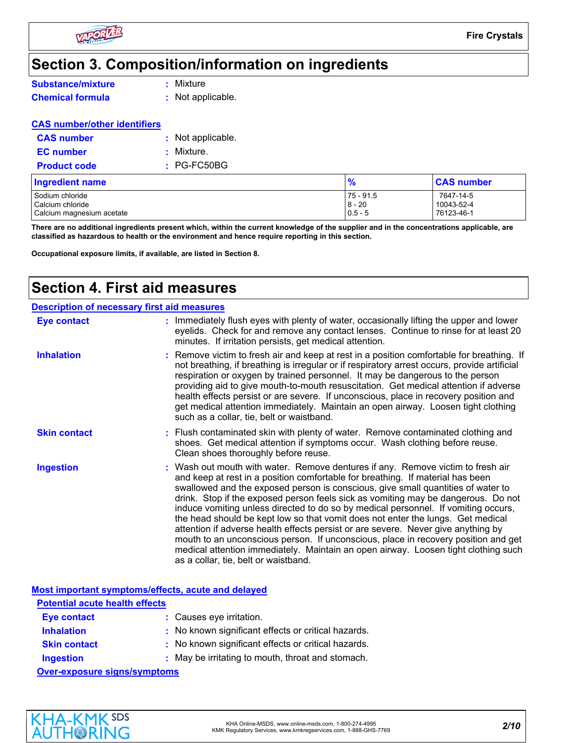## Section 3. Composition/information on ingredients

**Substance/mixture** : Mixture

**Chemical formula** : Not applicable.

**CAS number/other identifiers**

**CAS number** : Not applicable.

**EC number** : Mixture.

**Product code** : PG-FC50BG

| Ingredient name | % | CAS number |
|---|---|---|
| Sodium chloride | 75 - 91.5 | 7647-14-5 |
| Calcium chloride | 8 - 20 | 10043-52-4 |
| Calcium magnesium acetate | 0.5 - 5 | 76123-46-1 |

**There are no additional ingredients present which, within the current knowledge of the supplier and in the concentrations applicable, are classified as hazardous to health or the environment and hence require reporting in this section.**

**Occupational exposure limits, if available, are listed in Section 8.**

## Section 4. First aid measures

**Description of necessary first aid measures**

**Eye contact** : Immediately flush eyes with plenty of water, occasionally lifting the upper and lower eyelids. Check for and remove any contact lenses. Continue to rinse for at least 20 minutes. If irritation persists, get medical attention.

**Inhalation** : Remove victim to fresh air and keep at rest in a position comfortable for breathing. If not breathing, if breathing is irregular or if respiratory arrest occurs, provide artificial respiration or oxygen by trained personnel. It may be dangerous to the person providing aid to give mouth-to-mouth resuscitation. Get medical attention if adverse health effects persist or are severe. If unconscious, place in recovery position and get medical attention immediately. Maintain an open airway. Loosen tight clothing such as a collar, tie, belt or waistband.

**Skin contact** : Flush contaminated skin with plenty of water. Remove contaminated clothing and shoes. Get medical attention if symptoms occur. Wash clothing before reuse. Clean shoes thoroughly before reuse.

**Ingestion** : Wash out mouth with water. Remove dentures if any. Remove victim to fresh air and keep at rest in a position comfortable for breathing. If material has been swallowed and the exposed person is conscious, give small quantities of water to drink. Stop if the exposed person feels sick as vomiting may be dangerous. Do not induce vomiting unless directed to do so by medical personnel. If vomiting occurs, the head should be kept low so that vomit does not enter the lungs. Get medical attention if adverse health effects persist or are severe. Never give anything by mouth to an unconscious person. If unconscious, place in recovery position and get medical attention immediately. Maintain an open airway. Loosen tight clothing such as a collar, tie, belt or waistband.

**Most important symptoms/effects, acute and delayed**

**Potential acute health effects**

**Eye contact** : Causes eye irritation.

**Inhalation** : No known significant effects or critical hazards.

**Skin contact** : No known significant effects or critical hazards.

**Ingestion** : May be irritating to mouth, throat and stomach.

**Over-exposure signs/symptoms**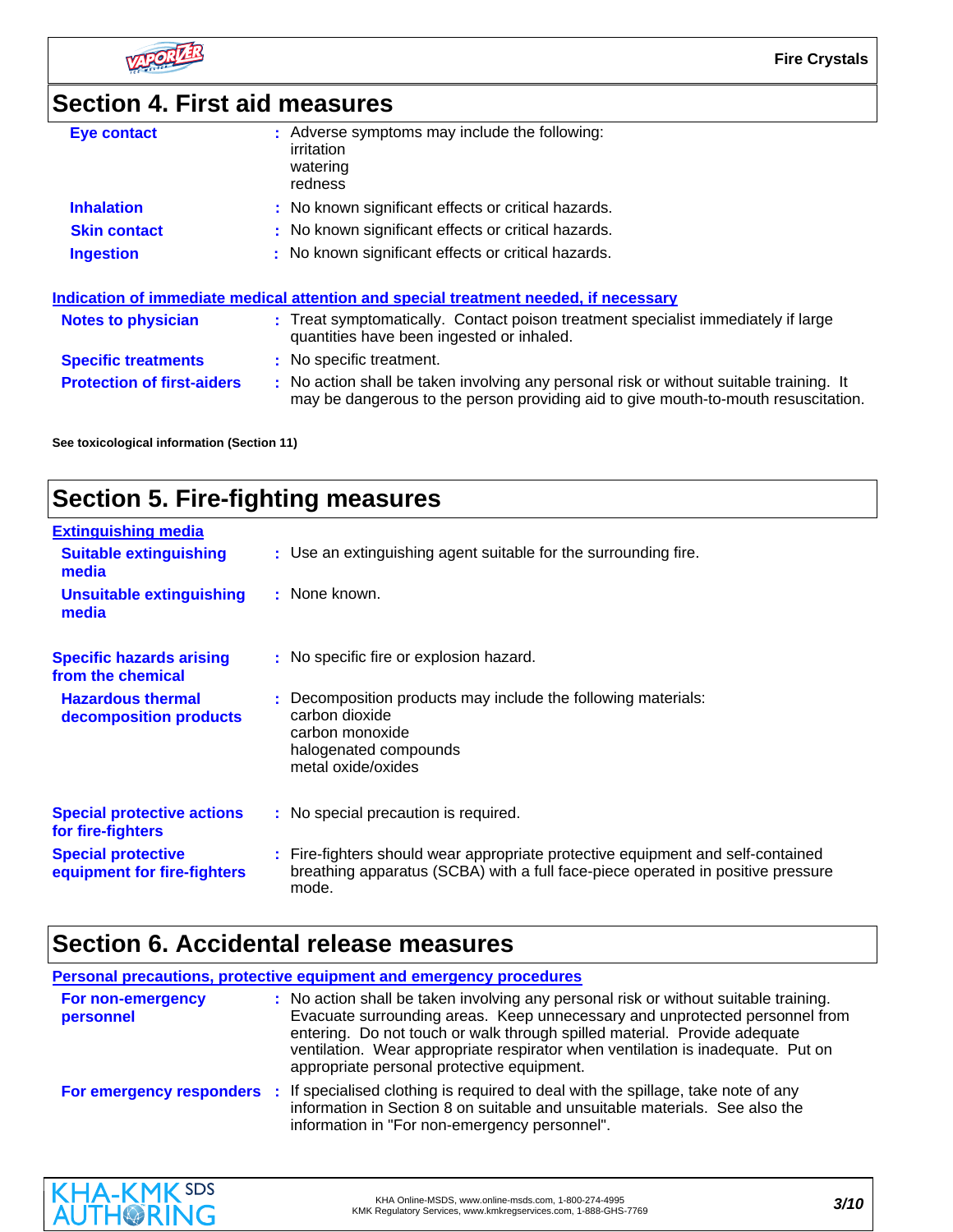## Section 4. First aid measures

**Eye contact** : Adverse symptoms may include the following:
irritation
watering
redness

**Inhalation** : No known significant effects or critical hazards.

**Skin contact** : No known significant effects or critical hazards.

**Ingestion** : No known significant effects or critical hazards.

### Indication of immediate medical attention and special treatment needed, if necessary

**Notes to physician** : Treat symptomatically. Contact poison treatment specialist immediately if large quantities have been ingested or inhaled.

**Specific treatments** : No specific treatment.

**Protection of first-aiders** : No action shall be taken involving any personal risk or without suitable training. It may be dangerous to the person providing aid to give mouth-to-mouth resuscitation.

**See toxicological information (Section 11)**

## Section 5. Fire-fighting measures

### Extinguishing media

**Suitable extinguishing media** : Use an extinguishing agent suitable for the surrounding fire.

**Unsuitable extinguishing media** : None known.

**Specific hazards arising from the chemical** : No specific fire or explosion hazard.

**Hazardous thermal decomposition products** : Decomposition products may include the following materials:
carbon dioxide
carbon monoxide
halogenated compounds
metal oxide/oxides

**Special protective actions for fire-fighters** : No special precaution is required.

**Special protective equipment for fire-fighters** : Fire-fighters should wear appropriate protective equipment and self-contained breathing apparatus (SCBA) with a full face-piece operated in positive pressure mode.

## Section 6. Accidental release measures

### Personal precautions, protective equipment and emergency procedures

**For non-emergency personnel** : No action shall be taken involving any personal risk or without suitable training. Evacuate surrounding areas. Keep unnecessary and unprotected personnel from entering. Do not touch or walk through spilled material. Provide adequate ventilation. Wear appropriate respirator when ventilation is inadequate. Put on appropriate personal protective equipment.

**For emergency responders** : If specialised clothing is required to deal with the spillage, take note of any information in Section 8 on suitable and unsuitable materials. See also the information in "For non-emergency personnel".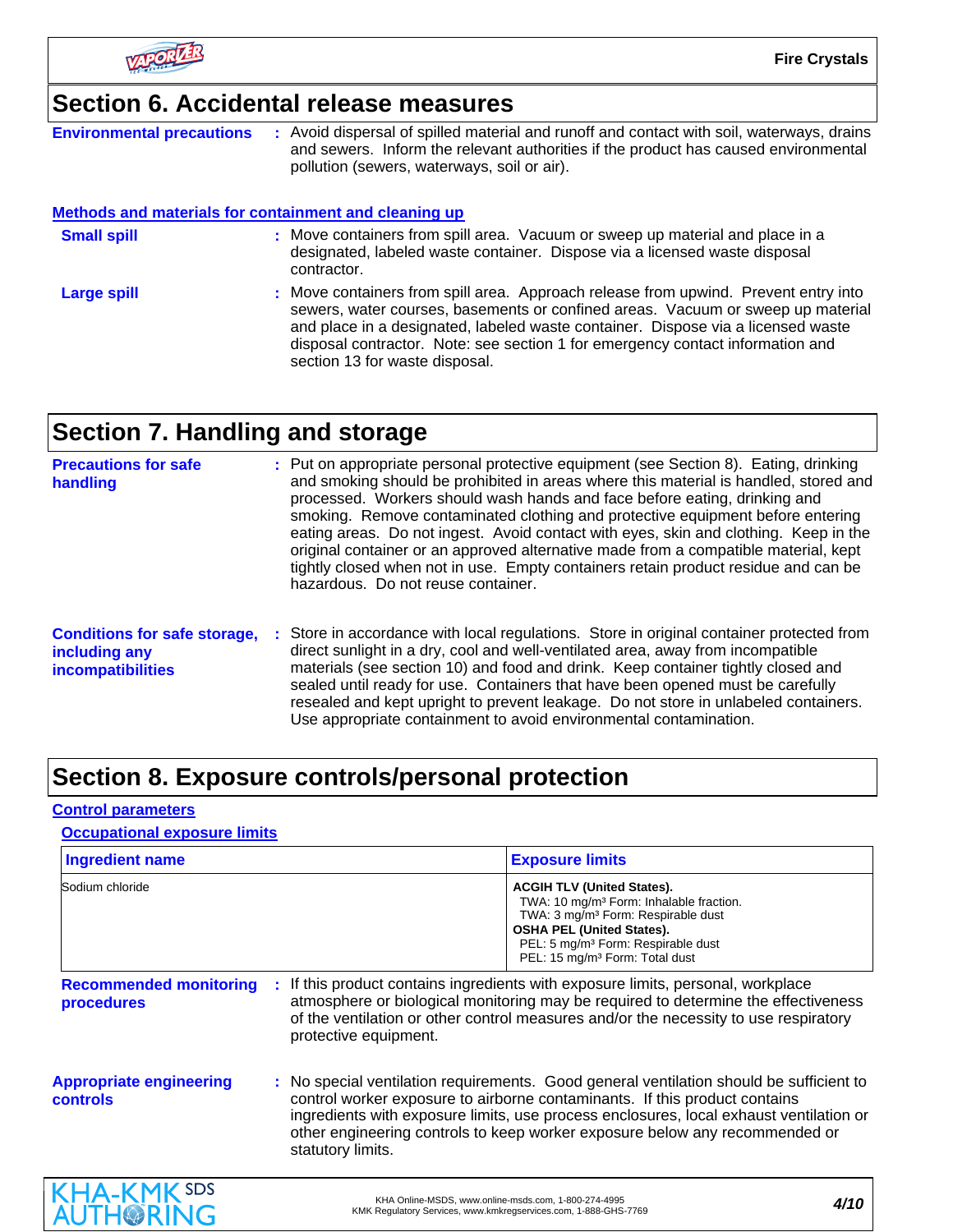## Section 6. Accidental release measures

**Environmental precautions** : Avoid dispersal of spilled material and runoff and contact with soil, waterways, drains and sewers. Inform the relevant authorities if the product has caused environmental pollution (sewers, waterways, soil or air).

### Methods and materials for containment and cleaning up

**Small spill** : Move containers from spill area. Vacuum or sweep up material and place in a designated, labeled waste container. Dispose via a licensed waste disposal contractor.

**Large spill** : Move containers from spill area. Approach release from upwind. Prevent entry into sewers, water courses, basements or confined areas. Vacuum or sweep up material and place in a designated, labeled waste container. Dispose via a licensed waste disposal contractor. Note: see section 1 for emergency contact information and section 13 for waste disposal.

## Section 7. Handling and storage

**Precautions for safe handling** : Put on appropriate personal protective equipment (see Section 8). Eating, drinking and smoking should be prohibited in areas where this material is handled, stored and processed. Workers should wash hands and face before eating, drinking and smoking. Remove contaminated clothing and protective equipment before entering eating areas. Do not ingest. Avoid contact with eyes, skin and clothing. Keep in the original container or an approved alternative made from a compatible material, kept tightly closed when not in use. Empty containers retain product residue and can be hazardous. Do not reuse container.

**Conditions for safe storage, including any incompatibilities** : Store in accordance with local regulations. Store in original container protected from direct sunlight in a dry, cool and well-ventilated area, away from incompatible materials (see section 10) and food and drink. Keep container tightly closed and sealed until ready for use. Containers that have been opened must be carefully resealed and kept upright to prevent leakage. Do not store in unlabeled containers. Use appropriate containment to avoid environmental contamination.

## Section 8. Exposure controls/personal protection

### Control parameters

#### Occupational exposure limits

| Ingredient name | Exposure limits |
|---|---|
| Sodium chloride | **ACGIH TLV (United States).**<br>TWA: 10 mg/m³ Form: Inhalable fraction.<br>TWA: 3 mg/m³ Form: Respirable dust<br>**OSHA PEL (United States).**<br>PEL: 5 mg/m³ Form: Respirable dust<br>PEL: 15 mg/m³ Form: Total dust |

**Recommended monitoring procedures** : If this product contains ingredients with exposure limits, personal, workplace atmosphere or biological monitoring may be required to determine the effectiveness of the ventilation or other control measures and/or the necessity to use respiratory protective equipment.

**Appropriate engineering controls** : No special ventilation requirements. Good general ventilation should be sufficient to control worker exposure to airborne contaminants. If this product contains ingredients with exposure limits, use process enclosures, local exhaust ventilation or other engineering controls to keep worker exposure below any recommended or statutory limits.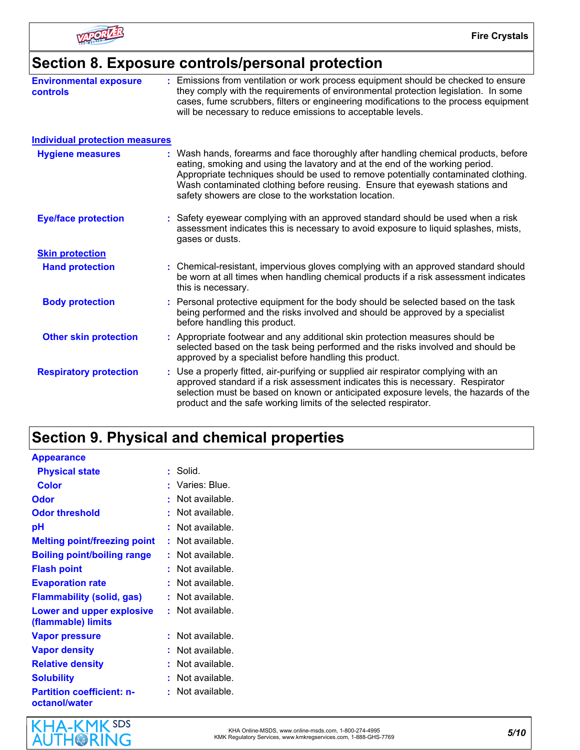## Section 8. Exposure controls/personal protection

**Environmental exposure controls** : Emissions from ventilation or work process equipment should be checked to ensure they comply with the requirements of environmental protection legislation. In some cases, fume scrubbers, filters or engineering modifications to the process equipment will be necessary to reduce emissions to acceptable levels.

### Individual protection measures

**Hygiene measures** : Wash hands, forearms and face thoroughly after handling chemical products, before eating, smoking and using the lavatory and at the end of the working period. Appropriate techniques should be used to remove potentially contaminated clothing. Wash contaminated clothing before reusing. Ensure that eyewash stations and safety showers are close to the workstation location.

**Eye/face protection** : Safety eyewear complying with an approved standard should be used when a risk assessment indicates this is necessary to avoid exposure to liquid splashes, mists, gases or dusts.

**Skin protection**

**Hand protection** : Chemical-resistant, impervious gloves complying with an approved standard should be worn at all times when handling chemical products if a risk assessment indicates this is necessary.

**Body protection** : Personal protective equipment for the body should be selected based on the task being performed and the risks involved and should be approved by a specialist before handling this product.

**Other skin protection** : Appropriate footwear and any additional skin protection measures should be selected based on the task being performed and the risks involved and should be approved by a specialist before handling this product.

**Respiratory protection** : Use a properly fitted, air-purifying or supplied air respirator complying with an approved standard if a risk assessment indicates this is necessary. Respirator selection must be based on known or anticipated exposure levels, the hazards of the product and the safe working limits of the selected respirator.

## Section 9. Physical and chemical properties

**Appearance**

**Physical state** : Solid.

**Color** : Varies: Blue.

**Odor** : Not available.

**Odor threshold** : Not available.

**pH** : Not available.

**Melting point/freezing point** : Not available.

**Boiling point/boiling range** : Not available.

**Flash point** : Not available.

**Evaporation rate** : Not available.

**Flammability (solid, gas)** : Not available.

**Lower and upper explosive (flammable) limits** : Not available.

**Vapor pressure** : Not available.

**Vapor density** : Not available.

**Relative density** : Not available.

**Solubility** : Not available.

**Partition coefficient: n-octanol/water** : Not available.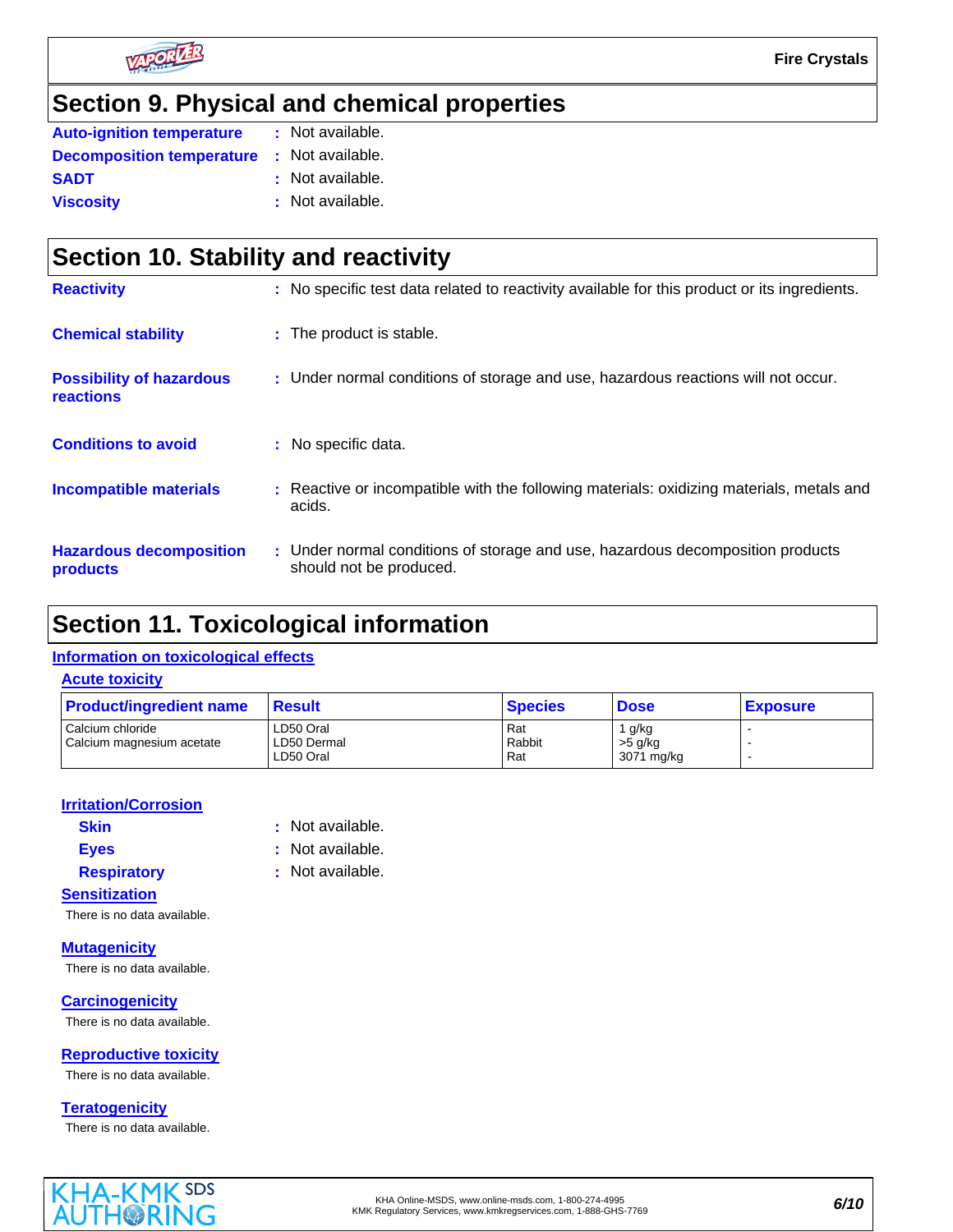## Section 9. Physical and chemical properties

**Auto-ignition temperature** : Not available.

**Decomposition temperature** : Not available.

**SADT** : Not available.

**Viscosity** : Not available.

## Section 10. Stability and reactivity

**Reactivity** : No specific test data related to reactivity available for this product or its ingredients.

**Chemical stability** : The product is stable.

**Possibility of hazardous reactions** : Under normal conditions of storage and use, hazardous reactions will not occur.

**Conditions to avoid** : No specific data.

**Incompatible materials** : Reactive or incompatible with the following materials: oxidizing materials, metals and acids.

**Hazardous decomposition products** : Under normal conditions of storage and use, hazardous decomposition products should not be produced.

## Section 11. Toxicological information

### Information on toxicological effects

#### Acute toxicity

| Product/ingredient name | Result | Species | Dose | Exposure |
|---|---|---|---|---|
| Calcium chloride | LD50 Oral | Rat | 1 g/kg | - |
| Calcium magnesium acetate | LD50 Dermal | Rabbit | >5 g/kg | - |
| | LD50 Oral | Rat | 3071 mg/kg | - |

#### Irritation/Corrosion

**Skin** : Not available.

**Eyes** : Not available.

**Respiratory** : Not available.

#### Sensitization

There is no data available.

#### Mutagenicity

There is no data available.

#### Carcinogenicity

There is no data available.

#### Reproductive toxicity

There is no data available.

#### Teratogenicity

There is no data available.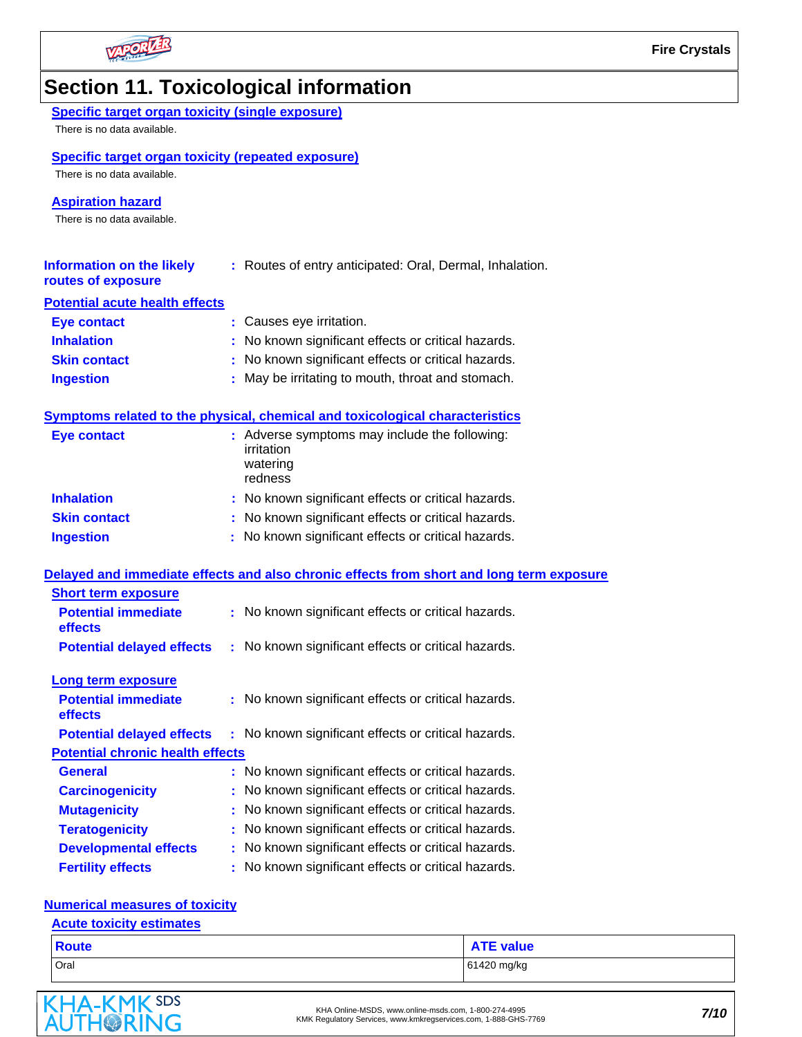# Section 11. Toxicological information

### Specific target organ toxicity (single exposure)

There is no data available.

### Specific target organ toxicity (repeated exposure)

There is no data available.

### Aspiration hazard

There is no data available.

**Information on the likely routes of exposure** : Routes of entry anticipated: Oral, Dermal, Inhalation.

## Potential acute health effects

**Eye contact** : Causes eye irritation.

**Inhalation** : No known significant effects or critical hazards.

**Skin contact** : No known significant effects or critical hazards.

**Ingestion** : May be irritating to mouth, throat and stomach.

## Symptoms related to the physical, chemical and toxicological characteristics

**Eye contact** : Adverse symptoms may include the following:
irritation
watering
redness

**Inhalation** : No known significant effects or critical hazards.

**Skin contact** : No known significant effects or critical hazards.

**Ingestion** : No known significant effects or critical hazards.

## Delayed and immediate effects and also chronic effects from short and long term exposure

### Short term exposure

**Potential immediate effects** : No known significant effects or critical hazards.

**Potential delayed effects** : No known significant effects or critical hazards.

### Long term exposure

**Potential immediate effects** : No known significant effects or critical hazards.

**Potential delayed effects** : No known significant effects or critical hazards.

### Potential chronic health effects

**General** : No known significant effects or critical hazards.

**Carcinogenicity** : No known significant effects or critical hazards.

**Mutagenicity** : No known significant effects or critical hazards.

**Teratogenicity** : No known significant effects or critical hazards.

**Developmental effects** : No known significant effects or critical hazards.

**Fertility effects** : No known significant effects or critical hazards.

## Numerical measures of toxicity

### Acute toxicity estimates

| Route | ATE value |
|---|---|
| Oral | 61420 mg/kg |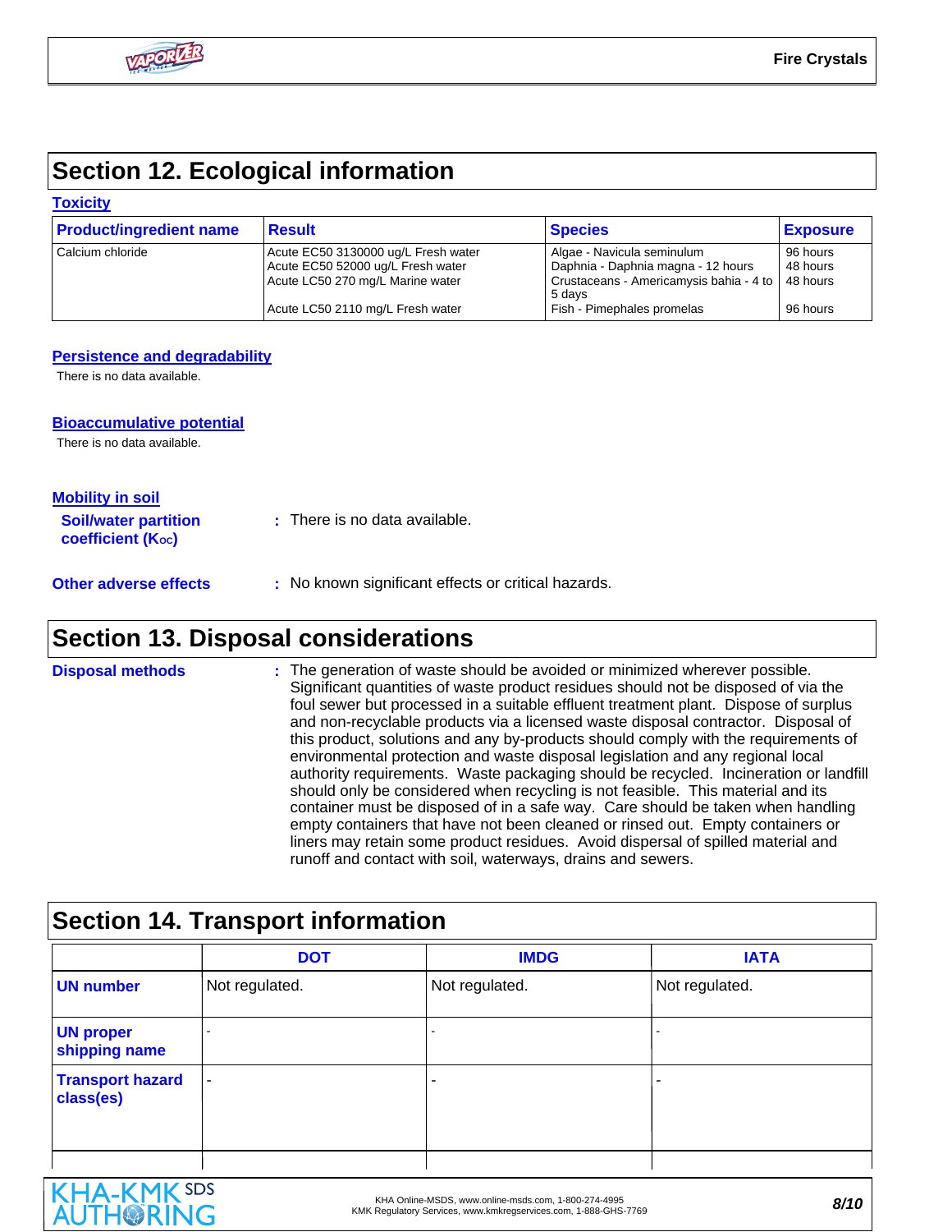## Section 12. Ecological information

### Toxicity

| Product/ingredient name | Result | Species | Exposure |
|---|---|---|---|
| Calcium chloride | Acute EC50 3130000 ug/L Fresh water | Algae - Navicula seminulum | 96 hours |
| | Acute EC50 52000 ug/L Fresh water | Daphnia - Daphnia magna - 12 hours | 48 hours |
| | Acute LC50 270 mg/L Marine water | Crustaceans - Americamysis bahia - 4 to 5 days | 48 hours |
| | Acute LC50 2110 mg/L Fresh water | Fish - Pimephales promelas | 96 hours |

### Persistence and degradability

There is no data available.

### Bioaccumulative potential

There is no data available.

### Mobility in soil

**Soil/water partition coefficient ($K_{OC}$)** : There is no data available.

**Other adverse effects** : No known significant effects or critical hazards.

## Section 13. Disposal considerations

**Disposal methods** : The generation of waste should be avoided or minimized wherever possible. Significant quantities of waste product residues should not be disposed of via the foul sewer but processed in a suitable effluent treatment plant. Dispose of surplus and non-recyclable products via a licensed waste disposal contractor. Disposal of this product, solutions and any by-products should comply with the requirements of environmental protection and waste disposal legislation and any regional local authority requirements. Waste packaging should be recycled. Incineration or landfill should only be considered when recycling is not feasible. This material and its container must be disposed of in a safe way. Care should be taken when handling empty containers that have not been cleaned or rinsed out. Empty containers or liners may retain some product residues. Avoid dispersal of spilled material and runoff and contact with soil, waterways, drains and sewers.

## Section 14. Transport information

| | DOT | IMDG | IATA |
|---|---|---|---|
| UN number | Not regulated. | Not regulated. | Not regulated. |
| UN proper shipping name | - | - | - |
| Transport hazard class(es) | - | - | - |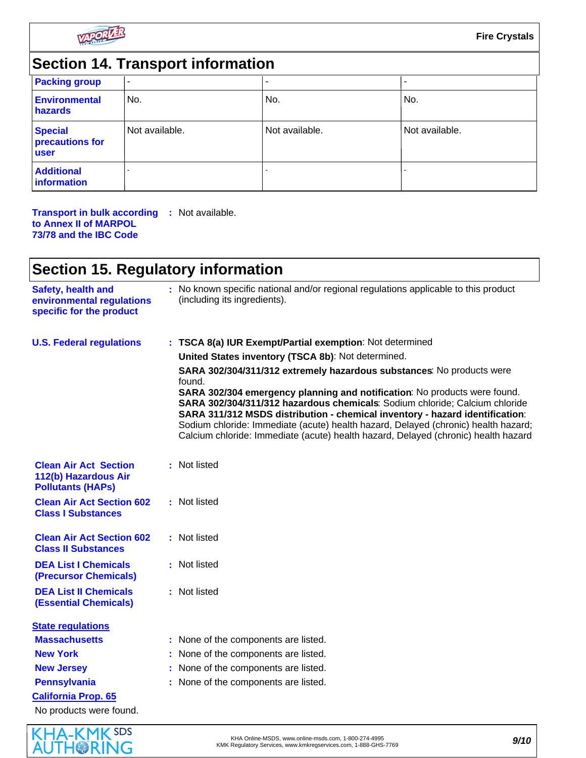## Section 14. Transport information

| | | | |
|---|---|---|---|
| **Packing group** | - | - | - |
| **Environmental hazards** | No. | No. | No. |
| **Special precautions for user** | Not available. | Not available. | Not available. |
| **Additional information** | - | - | - |

**Transport in bulk according to Annex II of MARPOL 73/78 and the IBC Code** : Not available.

## Section 15. Regulatory information

**Safety, health and environmental regulations specific for the product** : No known specific national and/or regional regulations applicable to this product (including its ingredients).

**U.S. Federal regulations** : **TSCA 8(a) IUR Exempt/Partial exemption**: Not determined

**United States inventory (TSCA 8b)**: Not determined.

**SARA 302/304/311/312 extremely hazardous substances**: No products were found.

**SARA 302/304 emergency planning and notification**: No products were found.
**SARA 302/304/311/312 hazardous chemicals**: Sodium chloride; Calcium chloride
**SARA 311/312 MSDS distribution - chemical inventory - hazard identification**: Sodium chloride: Immediate (acute) health hazard, Delayed (chronic) health hazard; Calcium chloride: Immediate (acute) health hazard, Delayed (chronic) health hazard

**Clean Air Act Section 112(b) Hazardous Air Pollutants (HAPs)** : Not listed

**Clean Air Act Section 602 Class I Substances** : Not listed

**Clean Air Act Section 602 Class II Substances** : Not listed

**DEA List I Chemicals (Precursor Chemicals)** : Not listed

**DEA List II Chemicals (Essential Chemicals)** : Not listed

**State regulations**

**Massachusetts** : None of the components are listed.

**New York** : None of the components are listed.

**New Jersey** : None of the components are listed.

**Pennsylvania** : None of the components are listed.

**California Prop. 65**

No products were found.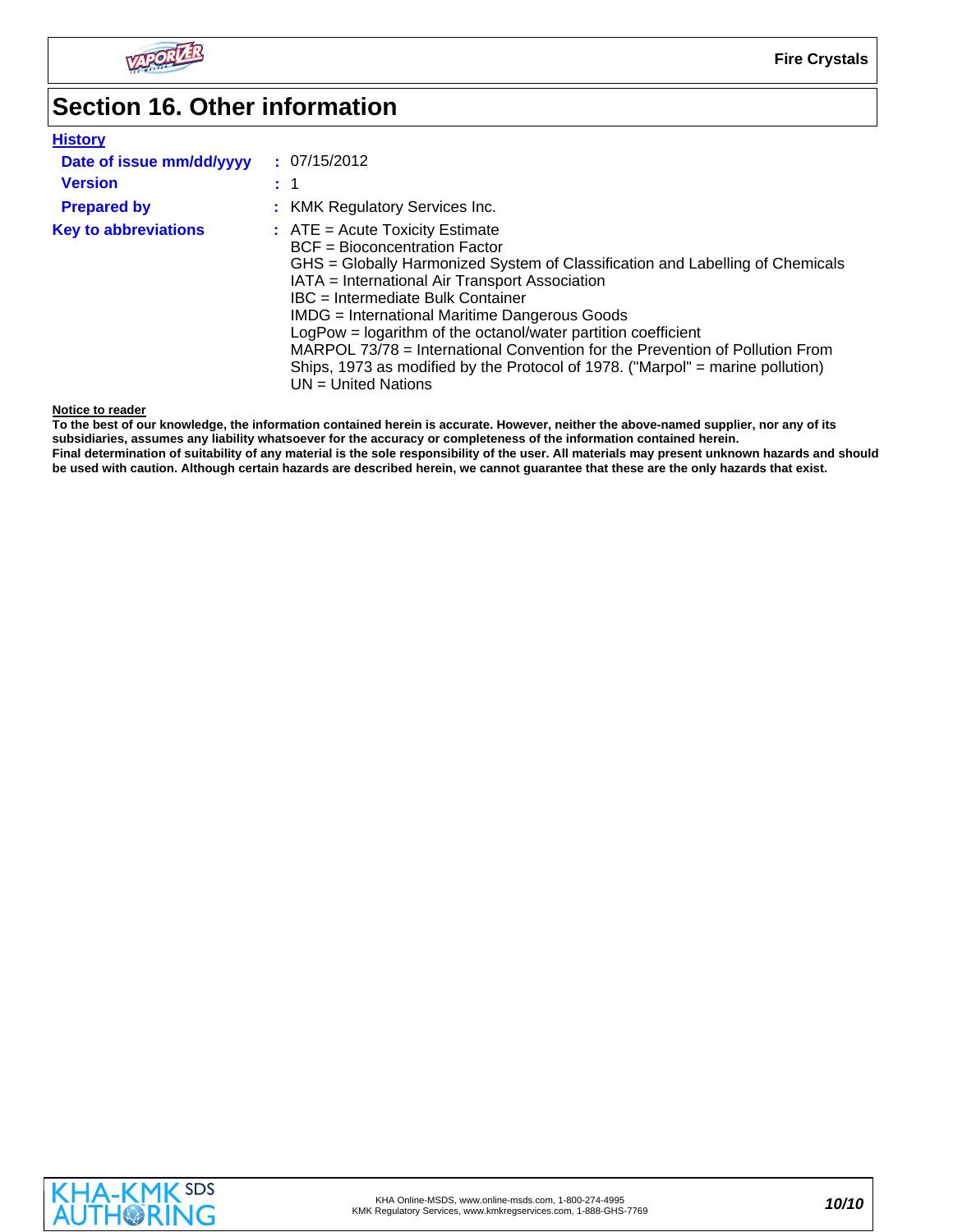## Section 16. Other information

**History**

| | |
|---|---|
| **Date of issue mm/dd/yyyy** | : 07/15/2012 |
| **Version** | : 1 |
| **Prepared by** | : KMK Regulatory Services Inc. |

**Key to abbreviations** :
ATE = Acute Toxicity Estimate
BCF = Bioconcentration Factor
GHS = Globally Harmonized System of Classification and Labelling of Chemicals
IATA = International Air Transport Association
IBC = Intermediate Bulk Container
IMDG = International Maritime Dangerous Goods
LogPow = logarithm of the octanol/water partition coefficient
MARPOL 73/78 = International Convention for the Prevention of Pollution From Ships, 1973 as modified by the Protocol of 1978. ("Marpol" = marine pollution)
UN = United Nations

**Notice to reader**

**To the best of our knowledge, the information contained herein is accurate. However, neither the above-named supplier, nor any of its subsidiaries, assumes any liability whatsoever for the accuracy or completeness of the information contained herein.**
**Final determination of suitability of any material is the sole responsibility of the user. All materials may present unknown hazards and should be used with caution. Although certain hazards are described herein, we cannot guarantee that these are the only hazards that exist.**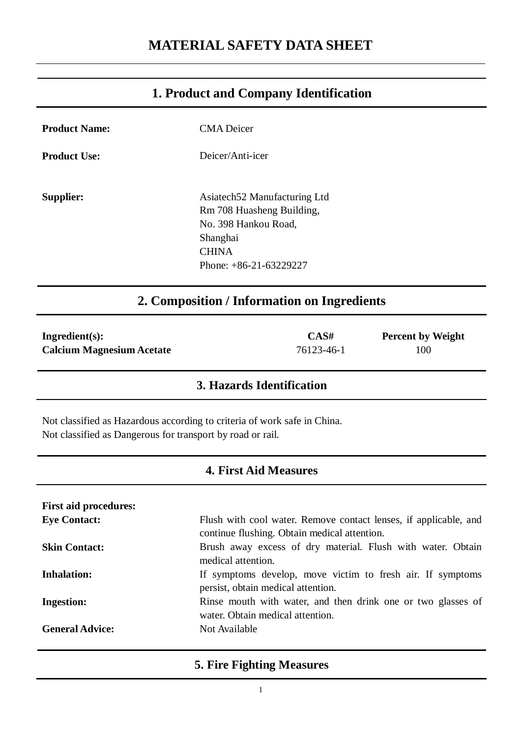# MATERIAL SAFETY DATA SHEET

## 1. Product and Company Identification

**Product Name:** CMA Deicer

**Product Use:** Deicer/Anti-icer

**Supplier:** Asiatech52 Manufacturing Ltd
Rm 708 Huasheng Building,
No. 398 Hankou Road,
Shanghai
CHINA
Phone: +86-21-63229227

## 2. Composition / Information on Ingredients

| Ingredient(s): | CAS# | Percent by Weight |
|---|---|---|
| **Calcium Magnesium Acetate** | 76123-46-1 | 100 |

## 3. Hazards Identification

Not classified as Hazardous according to criteria of work safe in China.
Not classified as Dangerous for transport by road or rail.

## 4. First Aid Measures

**First aid procedures:**

**Eye Contact:** Flush with cool water. Remove contact lenses, if applicable, and continue flushing. Obtain medical attention.

**Skin Contact:** Brush away excess of dry material. Flush with water. Obtain medical attention.

**Inhalation:** If symptoms develop, move victim to fresh air. If symptoms persist, obtain medical attention.

**Ingestion:** Rinse mouth with water, and then drink one or two glasses of water. Obtain medical attention.

**General Advice:** Not Available

## 5. Fire Fighting Measures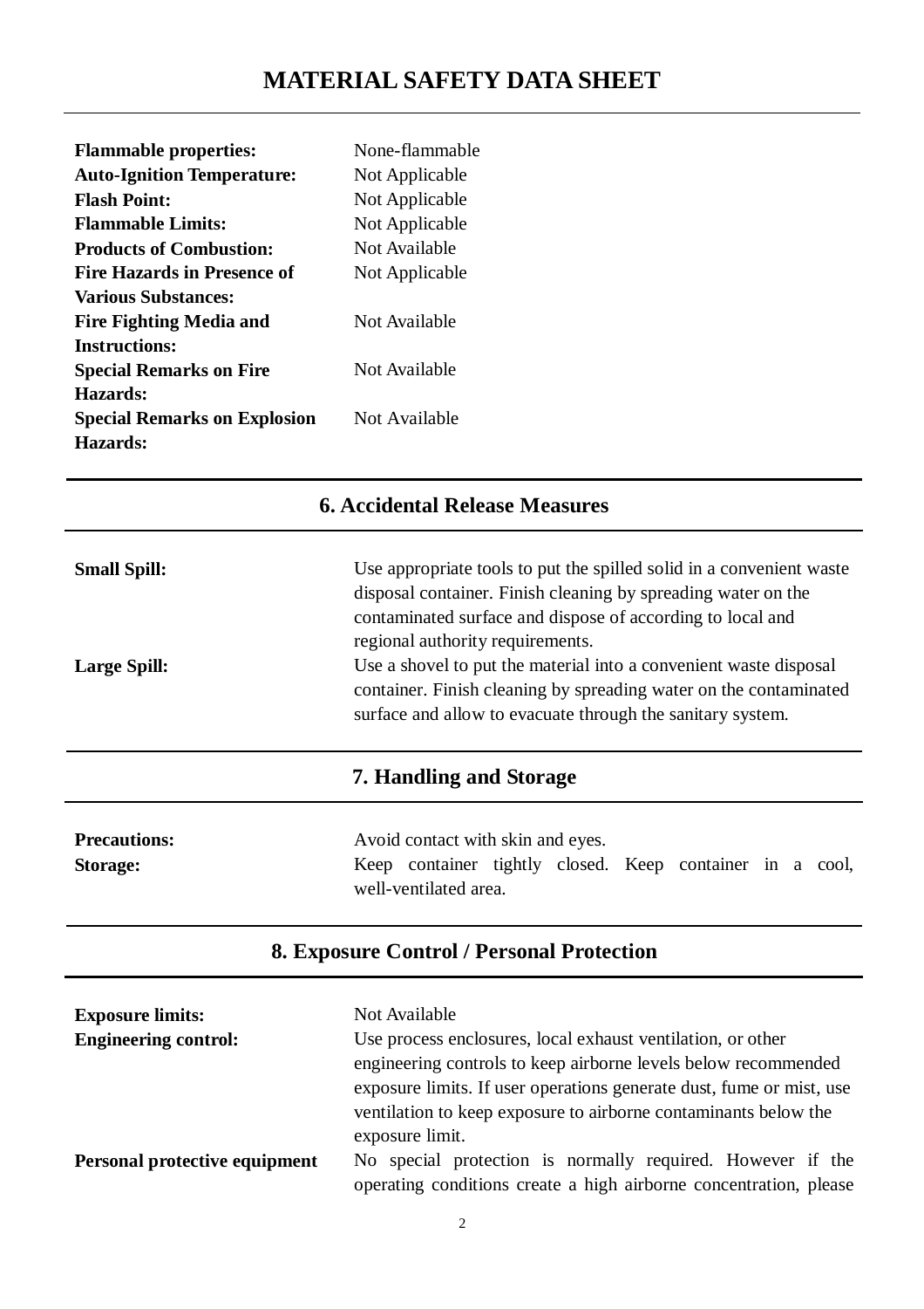# MATERIAL SAFETY DATA SHEET

| | |
|---|---|
| **Flammable properties:** | None-flammable |
| **Auto-Ignition Temperature:** | Not Applicable |
| **Flash Point:** | Not Applicable |
| **Flammable Limits:** | Not Applicable |
| **Products of Combustion:** | Not Available |
| **Fire Hazards in Presence of Various Substances:** | Not Applicable |
| **Fire Fighting Media and Instructions:** | Not Available |
| **Special Remarks on Fire Hazards:** | Not Available |
| **Special Remarks on Explosion Hazards:** | Not Available |

## 6. Accidental Release Measures

| | |
|---|---|
| **Small Spill:** | Use appropriate tools to put the spilled solid in a convenient waste disposal container. Finish cleaning by spreading water on the contaminated surface and dispose of according to local and regional authority requirements. |
| **Large Spill:** | Use a shovel to put the material into a convenient waste disposal container. Finish cleaning by spreading water on the contaminated surface and allow to evacuate through the sanitary system. |

## 7. Handling and Storage

| | |
|---|---|
| **Precautions:** | Avoid contact with skin and eyes. |
| **Storage:** | Keep container tightly closed. Keep container in a cool, well-ventilated area. |

## 8. Exposure Control / Personal Protection

| | |
|---|---|
| **Exposure limits:** | Not Available |
| **Engineering control:** | Use process enclosures, local exhaust ventilation, or other engineering controls to keep airborne levels below recommended exposure limits. If user operations generate dust, fume or mist, use ventilation to keep exposure to airborne contaminants below the exposure limit. |
| **Personal protective equipment** | No special protection is normally required. However if the operating conditions create a high airborne concentration, please |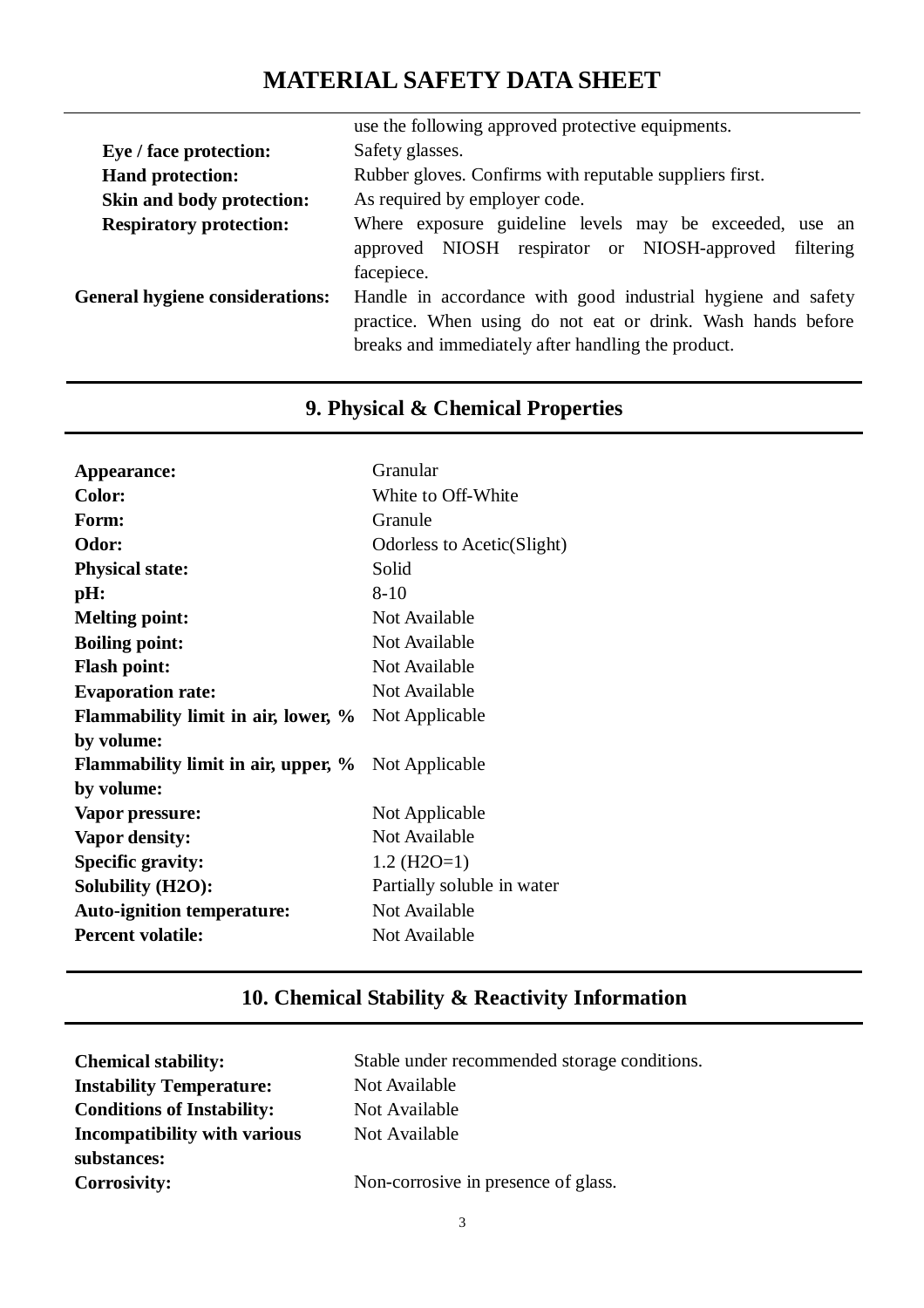use the following approved protective equipments.

**Eye / face protection:** Safety glasses.

**Hand protection:** Rubber gloves. Confirms with reputable suppliers first.

**Skin and body protection:** As required by employer code.

**Respiratory protection:** Where exposure guideline levels may be exceeded, use an approved NIOSH respirator or NIOSH-approved filtering facepiece.

**General hygiene considerations:** Handle in accordance with good industrial hygiene and safety practice. When using do not eat or drink. Wash hands before breaks and immediately after handling the product.

## 9. Physical & Chemical Properties

| | |
|---|---|
| **Appearance:** | Granular |
| **Color:** | White to Off-White |
| **Form:** | Granule |
| **Odor:** | Odorless to Acetic(Slight) |
| **Physical state:** | Solid |
| **pH:** | 8-10 |
| **Melting point:** | Not Available |
| **Boiling point:** | Not Available |
| **Flash point:** | Not Available |
| **Evaporation rate:** | Not Available |
| **Flammability limit in air, lower, % by volume:** | Not Applicable |
| **Flammability limit in air, upper, % by volume:** | Not Applicable |
| **Vapor pressure:** | Not Applicable |
| **Vapor density:** | Not Available |
| **Specific gravity:** | 1.2 ($H_2O$=1) |
| **Solubility ($H_2O$):** | Partially soluble in water |
| **Auto-ignition temperature:** | Not Available |
| **Percent volatile:** | Not Available |

## 10. Chemical Stability & Reactivity Information

| | |
|---|---|
| **Chemical stability:** | Stable under recommended storage conditions. |
| **Instability Temperature:** | Not Available |
| **Conditions of Instability:** | Not Available |
| **Incompatibility with various substances:** | Not Available |
| **Corrosivity:** | Non-corrosive in presence of glass. |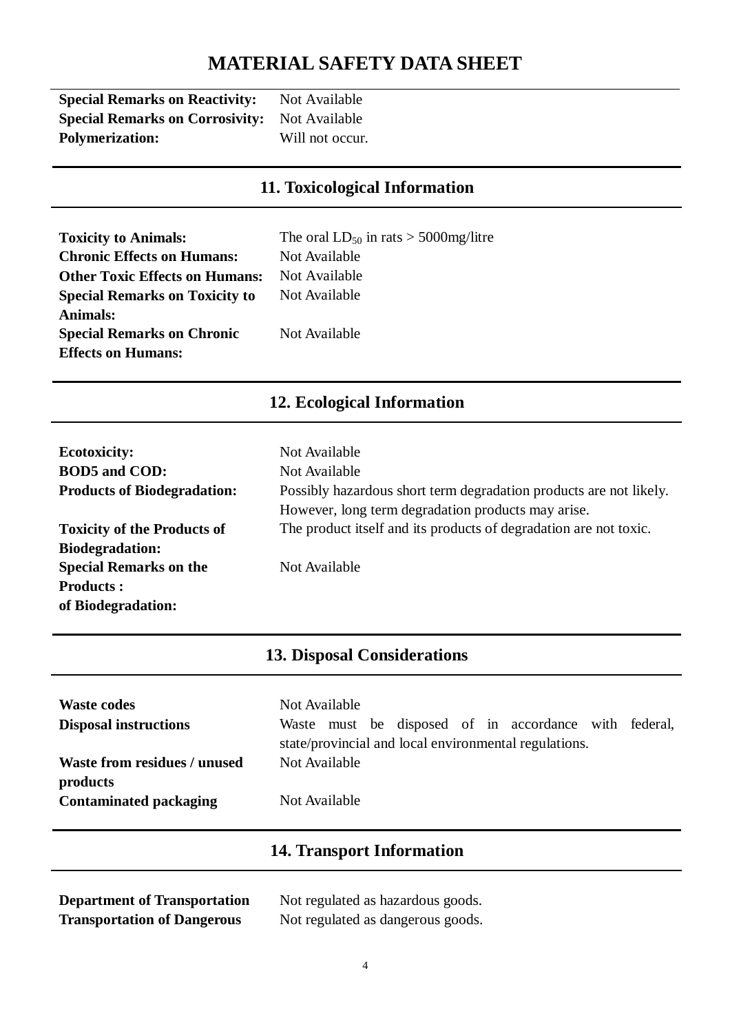# MATERIAL SAFETY DATA SHEET

**Special Remarks on Reactivity:** Not Available
**Special Remarks on Corrosivity:** Not Available
**Polymerization:** Will not occur.

## 11. Toxicological Information

**Toxicity to Animals:** The oral $LD_{50}$ in rats > 5000mg/litre
**Chronic Effects on Humans:** Not Available
**Other Toxic Effects on Humans:** Not Available
**Special Remarks on Toxicity to Animals:** Not Available
**Special Remarks on Chronic Effects on Humans:** Not Available

## 12. Ecological Information

**Ecotoxicity:** Not Available
**BOD5 and COD:** Not Available
**Products of Biodegradation:** Possibly hazardous short term degradation products are not likely. However, long term degradation products may arise.
**Toxicity of the Products of Biodegradation:** The product itself and its products of degradation are not toxic.
**Special Remarks on the Products : of Biodegradation:** Not Available

## 13. Disposal Considerations

**Waste codes** Not Available
**Disposal instructions** Waste must be disposed of in accordance with federal, state/provincial and local environmental regulations.
**Waste from residues / unused products** Not Available
**Contaminated packaging** Not Available

## 14. Transport Information

**Department of Transportation** Not regulated as hazardous goods.
**Transportation of Dangerous** Not regulated as dangerous goods.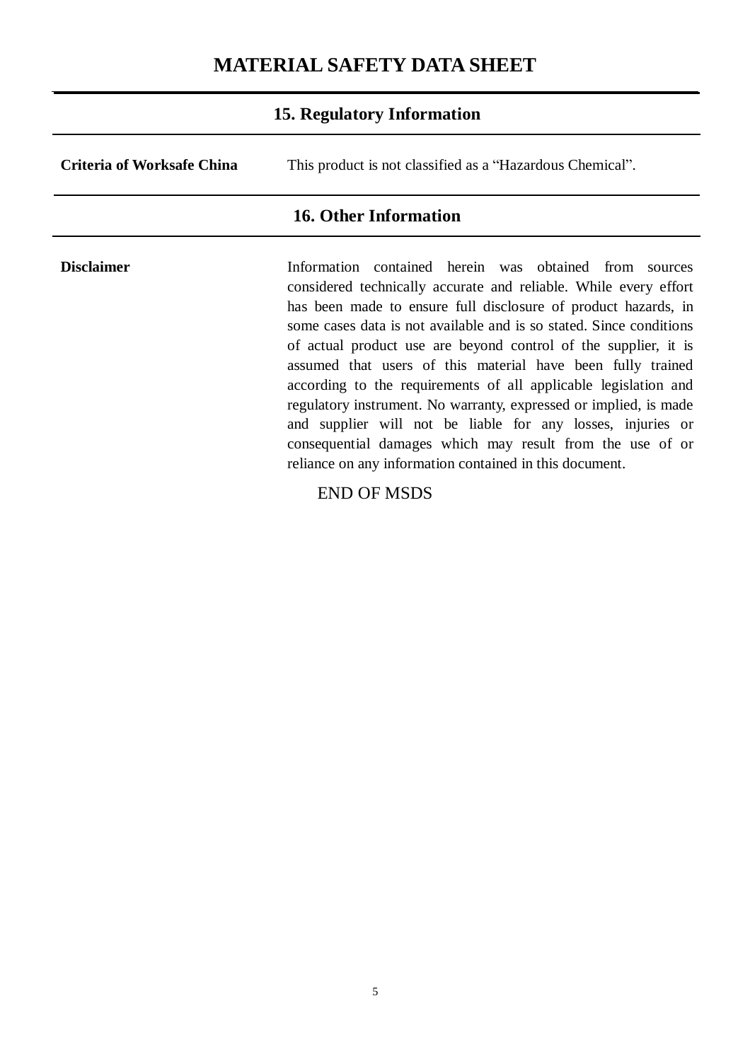# MATERIAL SAFETY DATA SHEET

## 15. Regulatory Information

| | |
|---|---|
| **Criteria of Worksafe China** | This product is not classified as a “Hazardous Chemical”. |

## 16. Other Information

| | |
|---|---|
| **Disclaimer** | Information contained herein was obtained from sources considered technically accurate and reliable. While every effort has been made to ensure full disclosure of product hazards, in some cases data is not available and is so stated. Since conditions of actual product use are beyond control of the supplier, it is assumed that users of this material have been fully trained according to the requirements of all applicable legislation and regulatory instrument. No warranty, expressed or implied, is made and supplier will not be liable for any losses, injuries or consequential damages which may result from the use of or reliance on any information contained in this document. |

END OF MSDS